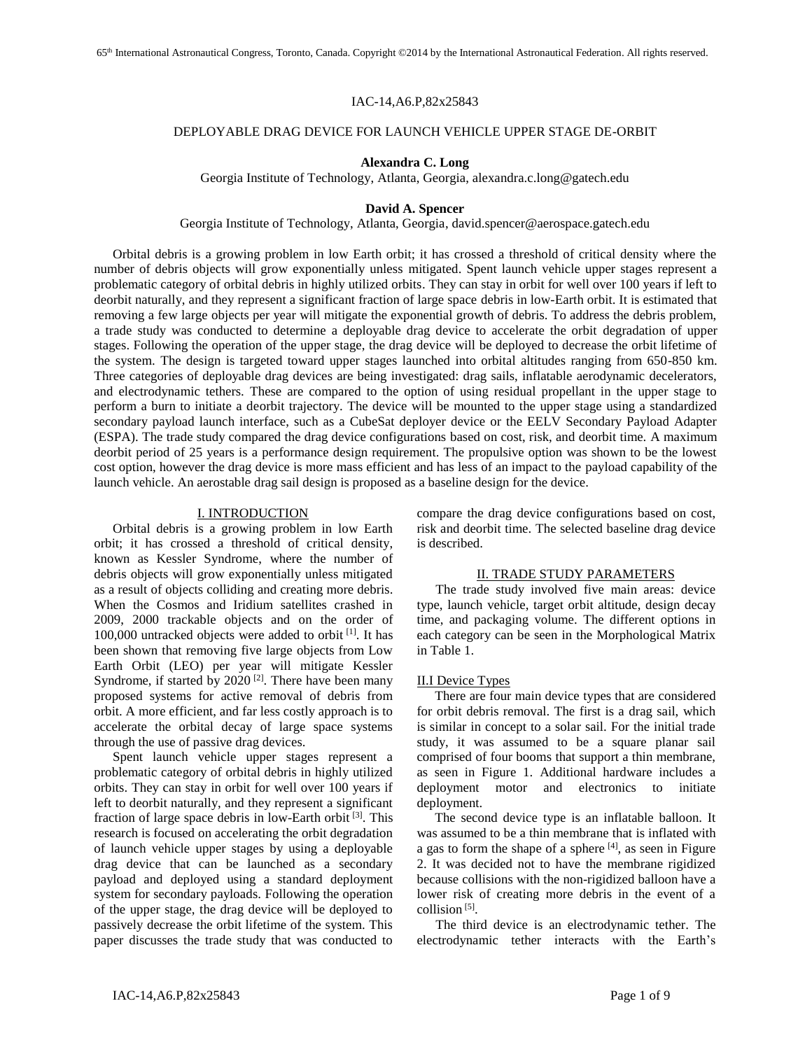IAC-14,A6.P,82x25843

# DEPLOYABLE DRAG DEVICE FOR LAUNCH VEHICLE UPPER STAGE DE-ORBIT

**Alexandra C. Long**
Georgia Institute of Technology, Atlanta, Georgia, alexandra.c.long@gatech.edu

**David A. Spencer**
Georgia Institute of Technology, Atlanta, Georgia, david.spencer@aerospace.gatech.edu

Orbital debris is a growing problem in low Earth orbit; it has crossed a threshold of critical density where the number of debris objects will grow exponentially unless mitigated. Spent launch vehicle upper stages represent a problematic category of orbital debris in highly utilized orbits. They can stay in orbit for well over 100 years if left to deorbit naturally, and they represent a significant fraction of large space debris in low-Earth orbit. It is estimated that removing a few large objects per year will mitigate the exponential growth of debris. To address the debris problem, a trade study was conducted to determine a deployable drag device to accelerate the orbit degradation of upper stages. Following the operation of the upper stage, the drag device will be deployed to decrease the orbit lifetime of the system. The design is targeted toward upper stages launched into orbital altitudes ranging from 650-850 km. Three categories of deployable drag devices are being investigated: drag sails, inflatable aerodynamic decelerators, and electrodynamic tethers. These are compared to the option of using residual propellant in the upper stage to perform a burn to initiate a deorbit trajectory. The device will be mounted to the upper stage using a standardized secondary payload launch interface, such as a CubeSat deployer device or the EELV Secondary Payload Adapter (ESPA). The trade study compared the drag device configurations based on cost, risk, and deorbit time. A maximum deorbit period of 25 years is a performance design requirement. The propulsive option was shown to be the lowest cost option, however the drag device is more mass efficient and has less of an impact to the payload capability of the launch vehicle. An aerostable drag sail design is proposed as a baseline design for the device.

## I. INTRODUCTION

Orbital debris is a growing problem in low Earth orbit; it has crossed a threshold of critical density, known as Kessler Syndrome, where the number of debris objects will grow exponentially unless mitigated as a result of objects colliding and creating more debris. When the Cosmos and Iridium satellites crashed in 2009, 2000 trackable objects and on the order of 100,000 untracked objects were added to orbit [1]. It has been shown that removing five large objects from Low Earth Orbit (LEO) per year will mitigate Kessler Syndrome, if started by 2020 [2]. There have been many proposed systems for active removal of debris from orbit. A more efficient, and far less costly approach is to accelerate the orbital decay of large space systems through the use of passive drag devices.

Spent launch vehicle upper stages represent a problematic category of orbital debris in highly utilized orbits. They can stay in orbit for well over 100 years if left to deorbit naturally, and they represent a significant fraction of large space debris in low-Earth orbit [3]. This research is focused on accelerating the orbit degradation of launch vehicle upper stages by using a deployable drag device that can be launched as a secondary payload and deployed using a standard deployment system for secondary payloads. Following the operation of the upper stage, the drag device will be deployed to passively decrease the orbit lifetime of the system. This paper discusses the trade study that was conducted to compare the drag device configurations based on cost, risk and deorbit time. The selected baseline drag device is described.

## II. TRADE STUDY PARAMETERS

The trade study involved five main areas: device type, launch vehicle, target orbit altitude, design decay time, and packaging volume. The different options in each category can be seen in the Morphological Matrix in Table 1.

### II.I Device Types

There are four main device types that are considered for orbit debris removal. The first is a drag sail, which is similar in concept to a solar sail. For the initial trade study, it was assumed to be a square planar sail comprised of four booms that support a thin membrane, as seen in Figure 1. Additional hardware includes a deployment motor and electronics to initiate deployment.

The second device type is an inflatable balloon. It was assumed to be a thin membrane that is inflated with a gas to form the shape of a sphere [4], as seen in Figure 2. It was decided not to have the membrane rigidized because collisions with the non-rigidized balloon have a lower risk of creating more debris in the event of a collision [5].

The third device is an electrodynamic tether. The electrodynamic tether interacts with the Earth's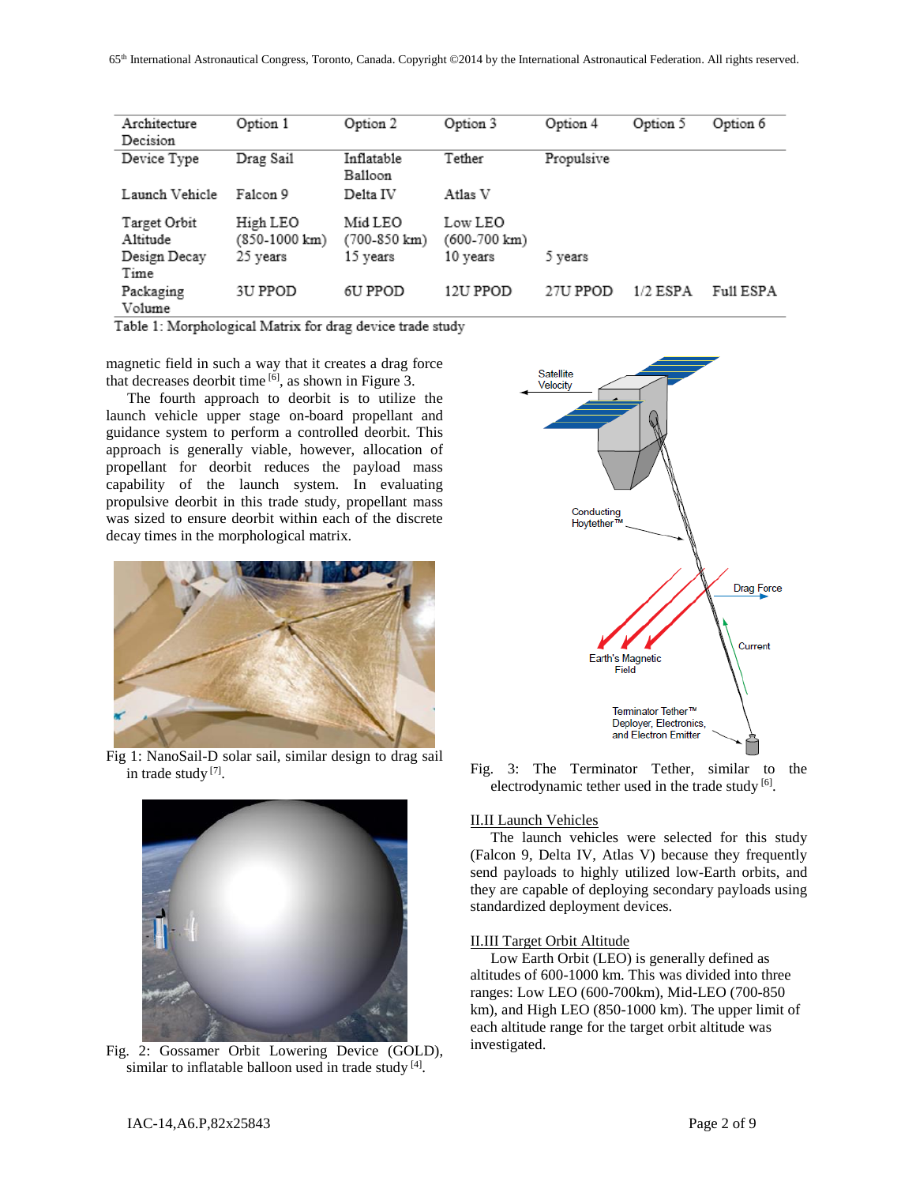| Architecture Decision | Option 1 | Option 2 | Option 3 | Option 4 | Option 5 | Option 6 |
|---|---|---|---|---|---|---|
| Device Type | Drag Sail | Inflatable Balloon | Tether | Propulsive | | |
| Launch Vehicle | Falcon 9 | Delta IV | Atlas V | | | |
| Target Orbit Altitude | High LEO (850-1000 km) | Mid LEO (700-850 km) | Low LEO (600-700 km) | | | |
| Design Decay Time | 25 years | 15 years | 10 years | 5 years | | |
| Packaging Volume | 3U PPOD | 6U PPOD | 12U PPOD | 27U PPOD | 1/2 ESPA | Full ESPA |

Table 1: Morphological Matrix for drag device trade study

magnetic field in such a way that it creates a drag force that decreases deorbit time [6], as shown in Figure 3.

The fourth approach to deorbit is to utilize the launch vehicle upper stage on-board propellant and guidance system to perform a controlled deorbit. This approach is generally viable, however, allocation of propellant for deorbit reduces the payload mass capability of the launch system. In evaluating propulsive deorbit in this trade study, propellant mass was sized to ensure deorbit within each of the discrete decay times in the morphological matrix.

Fig 1: NanoSail-D solar sail, similar design to drag sail in trade study [7].

Fig. 2: Gossamer Orbit Lowering Device (GOLD), similar to inflatable balloon used in trade study [4].

Fig. 3: The Terminator Tether, similar to the electrodynamic tether used in the trade study [6].

## II.II Launch Vehicles

The launch vehicles were selected for this study (Falcon 9, Delta IV, Atlas V) because they frequently send payloads to highly utilized low-Earth orbits, and they are capable of deploying secondary payloads using standardized deployment devices.

## II.III Target Orbit Altitude

Low Earth Orbit (LEO) is generally defined as altitudes of 600-1000 km. This was divided into three ranges: Low LEO (600-700km), Mid-LEO (700-850 km), and High LEO (850-1000 km). The upper limit of each altitude range for the target orbit altitude was investigated.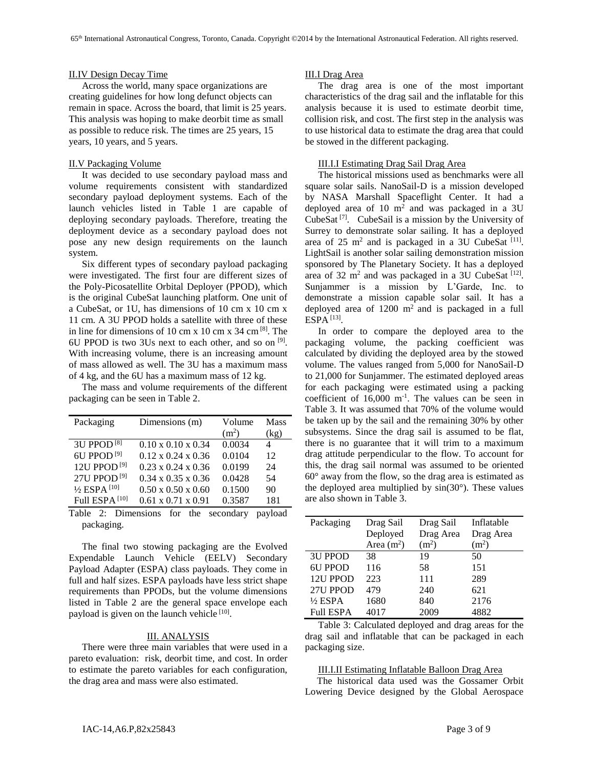### II.IV Design Decay Time

Across the world, many space organizations are creating guidelines for how long defunct objects can remain in space. Across the board, that limit is 25 years. This analysis was hoping to make deorbit time as small as possible to reduce risk. The times are 25 years, 15 years, 10 years, and 5 years.

### II.V Packaging Volume

It was decided to use secondary payload mass and volume requirements consistent with standardized secondary payload deployment systems. Each of the launch vehicles listed in Table 1 are capable of deploying secondary payloads. Therefore, treating the deployment device as a secondary payload does not pose any new design requirements on the launch system.

Six different types of secondary payload packaging were investigated. The first four are different sizes of the Poly-Picosatellite Orbital Deployer (PPOD), which is the original CubeSat launching platform. One unit of a CubeSat, or 1U, has dimensions of 10 cm x 10 cm x 11 cm. A 3U PPOD holds a satellite with three of these in line for dimensions of 10 cm x 10 cm x 34 cm [8]. The 6U PPOD is two 3Us next to each other, and so on [9]. With increasing volume, there is an increasing amount of mass allowed as well. The 3U has a maximum mass of 4 kg, and the 6U has a maximum mass of 12 kg.

The mass and volume requirements of the different packaging can be seen in Table 2.

| Packaging | Dimensions (m) | Volume ($m^2$) | Mass (kg) |
|---|---|---|---|
| 3U PPOD [8] | 0.10 x 0.10 x 0.34 | 0.0034 | 4 |
| 6U PPOD [9] | 0.12 x 0.24 x 0.36 | 0.0104 | 12 |
| 12U PPOD [9] | 0.23 x 0.24 x 0.36 | 0.0199 | 24 |
| 27U PPOD [9] | 0.34 x 0.35 x 0.36 | 0.0428 | 54 |
| ½ ESPA [10] | 0.50 x 0.50 x 0.60 | 0.1500 | 90 |
| Full ESPA [10] | 0.61 x 0.71 x 0.91 | 0.3587 | 181 |

Table 2: Dimensions for the secondary payload packaging.

The final two stowing packaging are the Evolved Expendable Launch Vehicle (EELV) Secondary Payload Adapter (ESPA) class payloads. They come in full and half sizes. ESPA payloads have less strict shape requirements than PPODs, but the volume dimensions listed in Table 2 are the general space envelope each payload is given on the launch vehicle [10].

## III. ANALYSIS

There were three main variables that were used in a pareto evaluation: risk, deorbit time, and cost. In order to estimate the pareto variables for each configuration, the drag area and mass were also estimated.

### III.I Drag Area

The drag area is one of the most important characteristics of the drag sail and the inflatable for this analysis because it is used to estimate deorbit time, collision risk, and cost. The first step in the analysis was to use historical data to estimate the drag area that could be stowed in the different packaging.

#### III.I.I Estimating Drag Sail Drag Area

The historical missions used as benchmarks were all square solar sails. NanoSail-D is a mission developed by NASA Marshall Spaceflight Center. It had a deployed area of 10 $m^2$ and was packaged in a 3U CubeSat [7]. CubeSail is a mission by the University of Surrey to demonstrate solar sailing. It has a deployed area of 25 $m^2$ and is packaged in a 3U CubeSat [11]. LightSail is another solar sailing demonstration mission sponsored by The Planetary Society. It has a deployed area of 32 $m^2$ and was packaged in a 3U CubeSat [12]. Sunjammer is a mission by L'Garde, Inc. to demonstrate a mission capable solar sail. It has a deployed area of 1200 $m^2$ and is packaged in a full ESPA [13].

In order to compare the deployed area to the packaging volume, the packing coefficient was calculated by dividing the deployed area by the stowed volume. The values ranged from 5,000 for NanoSail-D to 21,000 for Sunjammer. The estimated deployed areas for each packaging were estimated using a packing coefficient of 16,000 $m^{-1}$. The values can be seen in Table 3. It was assumed that 70% of the volume would be taken up by the sail and the remaining 30% by other subsystems. Since the drag sail is assumed to be flat, there is no guarantee that it will trim to a maximum drag attitude perpendicular to the flow. To account for this, the drag sail normal was assumed to be oriented 60° away from the flow, so the drag area is estimated as the deployed area multiplied by sin(30°). These values are also shown in Table 3.

| Packaging | Drag Sail Deployed Area ($m^2$) | Drag Sail Drag Area ($m^2$) | Inflatable Drag Area ($m^2$) |
|---|---|---|---|
| 3U PPOD | 38 | 19 | 50 |
| 6U PPOD | 116 | 58 | 151 |
| 12U PPOD | 223 | 111 | 289 |
| 27U PPOD | 479 | 240 | 621 |
| ½ ESPA | 1680 | 840 | 2176 |
| Full ESPA | 4017 | 2009 | 4882 |

Table 3: Calculated deployed and drag areas for the drag sail and inflatable that can be packaged in each packaging size.

#### III.I.II Estimating Inflatable Balloon Drag Area

The historical data used was the Gossamer Orbit Lowering Device designed by the Global Aerospace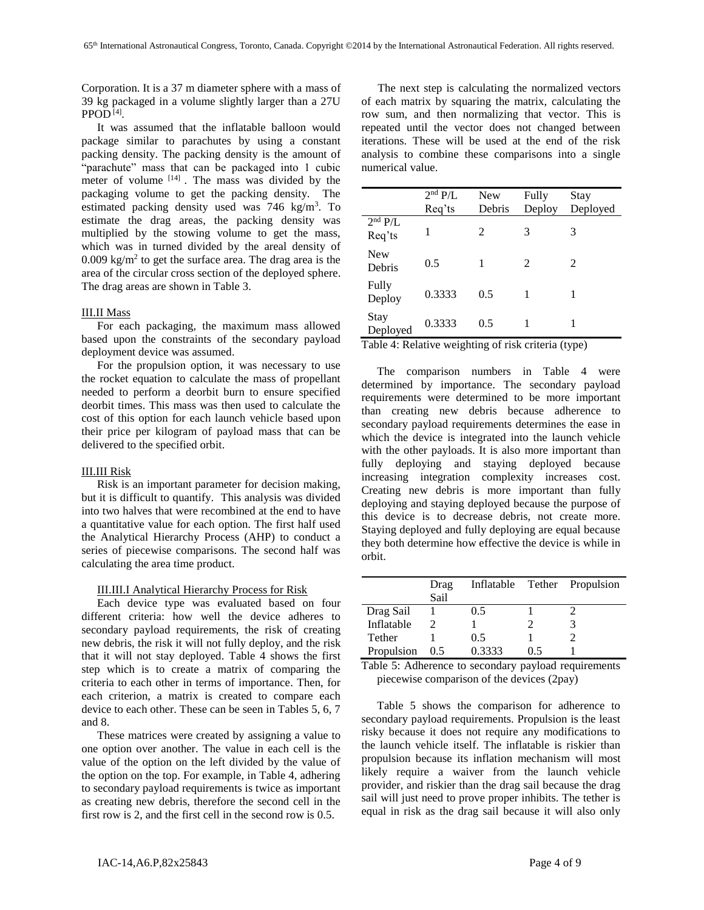Corporation. It is a 37 m diameter sphere with a mass of 39 kg packaged in a volume slightly larger than a 27U PPOD [4].

It was assumed that the inflatable balloon would package similar to parachutes by using a constant packing density. The packing density is the amount of "parachute" mass that can be packaged into 1 cubic meter of volume [14]. The mass was divided by the packaging volume to get the packing density. The estimated packing density used was 746 kg/m$^3$. To estimate the drag areas, the packing density was multiplied by the stowing volume to get the mass, which was in turned divided by the areal density of 0.009 kg/m$^2$ to get the surface area. The drag area is the area of the circular cross section of the deployed sphere. The drag areas are shown in Table 3.

### III.II Mass

For each packaging, the maximum mass allowed based upon the constraints of the secondary payload deployment device was assumed.

For the propulsion option, it was necessary to use the rocket equation to calculate the mass of propellant needed to perform a deorbit burn to ensure specified deorbit times. This mass was then used to calculate the cost of this option for each launch vehicle based upon their price per kilogram of payload mass that can be delivered to the specified orbit.

### III.III Risk

Risk is an important parameter for decision making, but it is difficult to quantify. This analysis was divided into two halves that were recombined at the end to have a quantitative value for each option. The first half used the Analytical Hierarchy Process (AHP) to conduct a series of piecewise comparisons. The second half was calculating the area time product.

#### III.III.I Analytical Hierarchy Process for Risk

Each device type was evaluated based on four different criteria: how well the device adheres to secondary payload requirements, the risk of creating new debris, the risk it will not fully deploy, and the risk that it will not stay deployed. Table 4 shows the first step which is to create a matrix of comparing the criteria to each other in terms of importance. Then, for each criterion, a matrix is created to compare each device to each other. These can be seen in Tables 5, 6, 7 and 8.

These matrices were created by assigning a value to one option over another. The value in each cell is the value of the option on the left divided by the value of the option on the top. For example, in Table 4, adhering to secondary payload requirements is twice as important as creating new debris, therefore the second cell in the first row is 2, and the first cell in the second row is 0.5.

The next step is calculating the normalized vectors of each matrix by squaring the matrix, calculating the row sum, and then normalizing that vector. This is repeated until the vector does not changed between iterations. These will be used at the end of the risk analysis to combine these comparisons into a single numerical value.

| | 2$^{nd}$ P/L Req'ts | New Debris | Fully Deploy | Stay Deployed |
|---|---|---|---|---|
| 2$^{nd}$ P/L Req'ts | 1 | 2 | 3 | 3 |
| New Debris | 0.5 | 1 | 2 | 2 |
| Fully Deploy | 0.3333 | 0.5 | 1 | 1 |
| Stay Deployed | 0.3333 | 0.5 | 1 | 1 |

Table 4: Relative weighting of risk criteria (type)

The comparison numbers in Table 4 were determined by importance. The secondary payload requirements were determined to be more important than creating new debris because adherence to secondary payload requirements determines the ease in which the device is integrated into the launch vehicle with the other payloads. It is also more important than fully deploying and staying deployed because increasing integration complexity increases cost. Creating new debris is more important than fully deploying and staying deployed because the purpose of this device is to decrease debris, not create more. Staying deployed and fully deploying are equal because they both determine how effective the device is while in orbit.

| | Drag Sail | Inflatable | Tether | Propulsion |
|---|---|---|---|---|
| Drag Sail | 1 | 0.5 | 1 | 2 |
| Inflatable | 2 | 1 | 2 | 3 |
| Tether | 1 | 0.5 | 1 | 2 |
| Propulsion | 0.5 | 0.3333 | 0.5 | 1 |

Table 5: Adherence to secondary payload requirements piecewise comparison of the devices (2pay)

Table 5 shows the comparison for adherence to secondary payload requirements. Propulsion is the least risky because it does not require any modifications to the launch vehicle itself. The inflatable is riskier than propulsion because its inflation mechanism will most likely require a waiver from the launch vehicle provider, and riskier than the drag sail because the drag sail will just need to prove proper inhibits. The tether is equal in risk as the drag sail because it will also only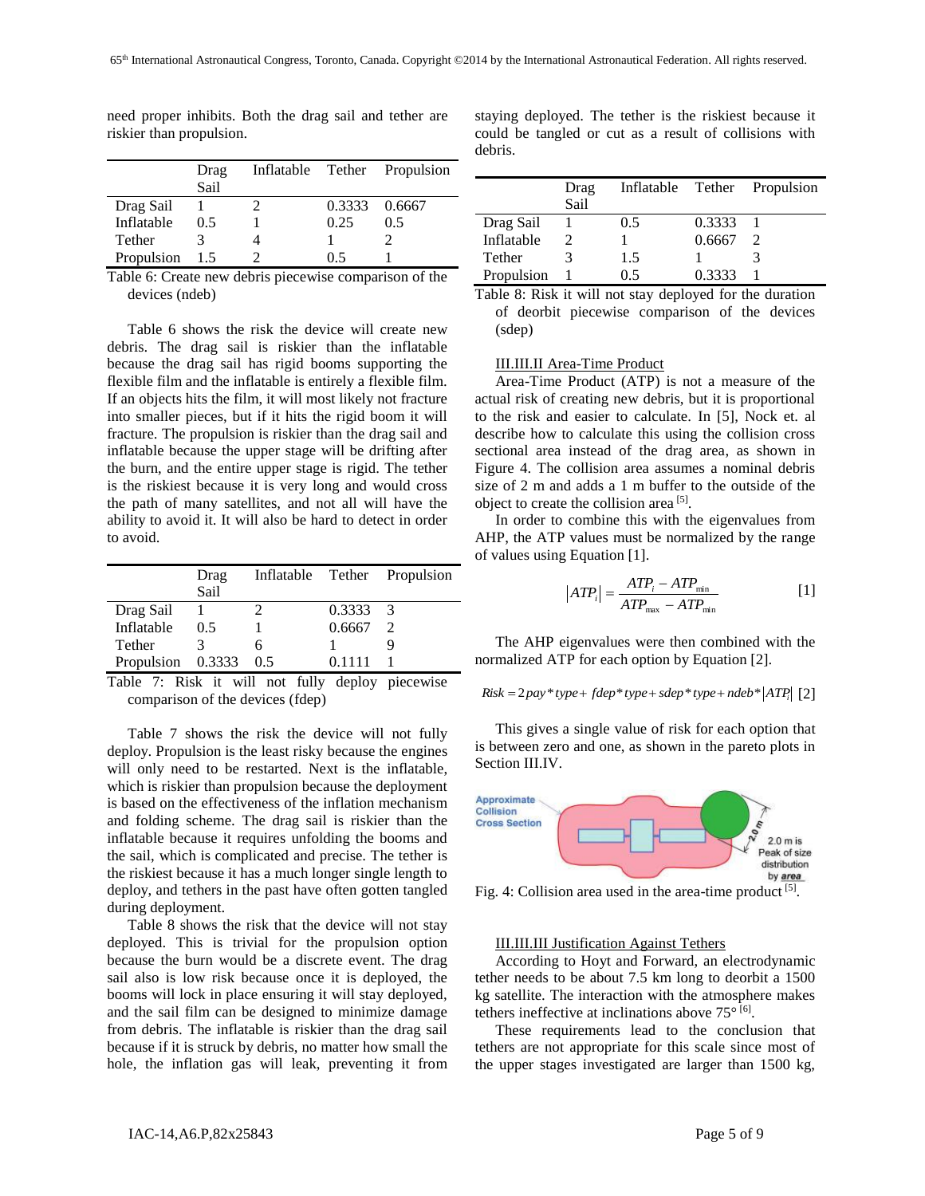need proper inhibits. Both the drag sail and tether are riskier than propulsion.

| | Drag Sail | Inflatable | Tether | Propulsion |
|---|---|---|---|---|
| Drag Sail | 1 | 2 | 0.3333 | 0.6667 |
| Inflatable | 0.5 | 1 | 0.25 | 0.5 |
| Tether | 3 | 4 | 1 | 2 |
| Propulsion | 1.5 | 2 | 0.5 | 1 |

Table 6: Create new debris piecewise comparison of the devices (ndeb)

Table 6 shows the risk the device will create new debris. The drag sail is riskier than the inflatable because the drag sail has rigid booms supporting the flexible film and the inflatable is entirely a flexible film. If an objects hits the film, it will most likely not fracture into smaller pieces, but if it hits the rigid boom it will fracture. The propulsion is riskier than the drag sail and inflatable because the upper stage will be drifting after the burn, and the entire upper stage is rigid. The tether is the riskiest because it is very long and would cross the path of many satellites, and not all will have the ability to avoid it. It will also be hard to detect in order to avoid.

| | Drag Sail | Inflatable | Tether | Propulsion |
|---|---|---|---|---|
| Drag Sail | 1 | 2 | 0.3333 | 3 |
| Inflatable | 0.5 | 1 | 0.6667 | 2 |
| Tether | 3 | 6 | 1 | 9 |
| Propulsion | 0.3333 | 0.5 | 0.1111 | 1 |

Table 7: Risk it will not fully deploy piecewise comparison of the devices (fdep)

Table 7 shows the risk the device will not fully deploy. Propulsion is the least risky because the engines will only need to be restarted. Next is the inflatable, which is riskier than propulsion because the deployment is based on the effectiveness of the inflation mechanism and folding scheme. The drag sail is riskier than the inflatable because it requires unfolding the booms and the sail, which is complicated and precise. The tether is the riskiest because it has a much longer single length to deploy, and tethers in the past have often gotten tangled during deployment.

Table 8 shows the risk that the device will not stay deployed. This is trivial for the propulsion option because the burn would be a discrete event. The drag sail also is low risk because once it is deployed, the booms will lock in place ensuring it will stay deployed, and the sail film can be designed to minimize damage from debris. The inflatable is riskier than the drag sail because if it is struck by debris, no matter how small the hole, the inflation gas will leak, preventing it from staying deployed. The tether is the riskiest because it could be tangled or cut as a result of collisions with debris.

| | Drag Sail | Inflatable | Tether | Propulsion |
|---|---|---|---|---|
| Drag Sail | 1 | 0.5 | 0.3333 | 1 |
| Inflatable | 2 | 1 | 0.6667 | 2 |
| Tether | 3 | 1.5 | 1 | 3 |
| Propulsion | 1 | 0.5 | 0.3333 | 1 |

Table 8: Risk it will not stay deployed for the duration of deorbit piecewise comparison of the devices (sdep)

### III.III.II Area-Time Product

Area-Time Product (ATP) is not a measure of the actual risk of creating new debris, but it is proportional to the risk and easier to calculate. In [5], Nock et. al describe how to calculate this using the collision cross sectional area instead of the drag area, as shown in Figure 4. The collision area assumes a nominal debris size of 2 m and adds a 1 m buffer to the outside of the object to create the collision area [5].

In order to combine this with the eigenvalues from AHP, the ATP values must be normalized by the range of values using Equation [1].

$$|ATP_i| = \frac{ATP_i - ATP_{\min}}{ATP_{\max} - ATP_{\min}} \qquad [1]$$

The AHP eigenvalues were then combined with the normalized ATP for each option by Equation [2].

$$Risk = 2pay*type + fdep*type + sdep*type + ndeb*|ATP_i| \qquad [2]$$

This gives a single value of risk for each option that is between zero and one, as shown in the pareto plots in Section III.IV.

Fig. 4: Collision area used in the area-time product [5].

### III.III.III Justification Against Tethers

According to Hoyt and Forward, an electrodynamic tether needs to be about 7.5 km long to deorbit a 1500 kg satellite. The interaction with the atmosphere makes tethers ineffective at inclinations above 75° [6].

These requirements lead to the conclusion that tethers are not appropriate for this scale since most of the upper stages investigated are larger than 1500 kg,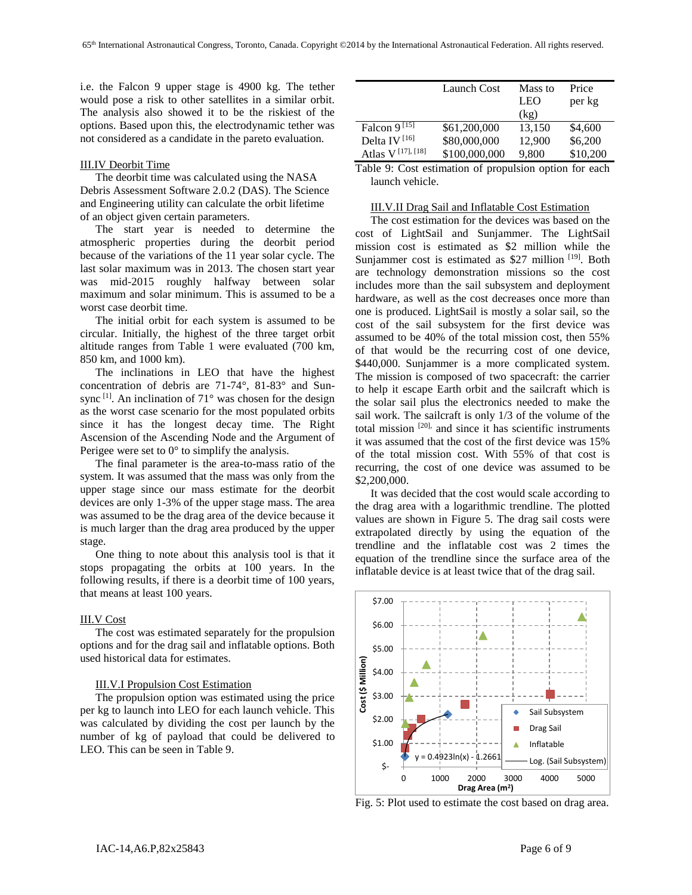i.e. the Falcon 9 upper stage is 4900 kg. The tether would pose a risk to other satellites in a similar orbit. The analysis also showed it to be the riskiest of the options. Based upon this, the electrodynamic tether was not considered as a candidate in the pareto evaluation.

### III.IV Deorbit Time

The deorbit time was calculated using the NASA Debris Assessment Software 2.0.2 (DAS). The Science and Engineering utility can calculate the orbit lifetime of an object given certain parameters.

The start year is needed to determine the atmospheric properties during the deorbit period because of the variations of the 11 year solar cycle. The last solar maximum was in 2013. The chosen start year was mid-2015 roughly halfway between solar maximum and solar minimum. This is assumed to be a worst case deorbit time.

The initial orbit for each system is assumed to be circular. Initially, the highest of the three target orbit altitude ranges from Table 1 were evaluated (700 km, 850 km, and 1000 km).

The inclinations in LEO that have the highest concentration of debris are 71-74°, 81-83° and Sun-sync [1]. An inclination of 71° was chosen for the design as the worst case scenario for the most populated orbits since it has the longest decay time. The Right Ascension of the Ascending Node and the Argument of Perigee were set to 0° to simplify the analysis.

The final parameter is the area-to-mass ratio of the system. It was assumed that the mass was only from the upper stage since our mass estimate for the deorbit devices are only 1-3% of the upper stage mass. The area was assumed to be the drag area of the device because it is much larger than the drag area produced by the upper stage.

One thing to note about this analysis tool is that it stops propagating the orbits at 100 years. In the following results, if there is a deorbit time of 100 years, that means at least 100 years.

### III.V Cost

The cost was estimated separately for the propulsion options and for the drag sail and inflatable options. Both used historical data for estimates.

#### III.V.I Propulsion Cost Estimation

The propulsion option was estimated using the price per kg to launch into LEO for each launch vehicle. This was calculated by dividing the cost per launch by the number of kg of payload that could be delivered to LEO. This can be seen in Table 9.

| | Launch Cost | Mass to LEO (kg) | Price per kg |
|---|---|---|---|
| Falcon 9 [15] | $61,200,000 | 13,150 | $4,600 |
| Delta IV [16] | $80,000,000 | 12,900 | $6,200 |
| Atlas V [17], [18] | $100,000,000 | 9,800 | $10,200 |

Table 9: Cost estimation of propulsion option for each launch vehicle.

#### III.V.II Drag Sail and Inflatable Cost Estimation

The cost estimation for the devices was based on the cost of LightSail and Sunjammer. The LightSail mission cost is estimated as $2 million while the Sunjammer cost is estimated as $27 million [19]. Both are technology demonstration missions so the cost includes more than the sail subsystem and deployment hardware, as well as the cost decreases once more than one is produced. LightSail is mostly a solar sail, so the cost of the sail subsystem for the first device was assumed to be 40% of the total mission cost, then 55% of that would be the recurring cost of one device, $440,000. Sunjammer is a more complicated system. The mission is composed of two spacecraft: the carrier to help it escape Earth orbit and the sailcraft which is the solar sail plus the electronics needed to make the sail work. The sailcraft is only 1/3 of the volume of the total mission [20], and since it has scientific instruments it was assumed that the cost of the first device was 15% of the total mission cost. With 55% of that cost is recurring, the cost of one device was assumed to be $2,200,000.

It was decided that the cost would scale according to the drag area with a logarithmic trendline. The plotted values are shown in Figure 5. The drag sail costs were extrapolated directly by using the equation of the trendline and the inflatable cost was 2 times the equation of the trendline since the surface area of the inflatable device is at least twice that of the drag sail.

Fig. 5: Plot used to estimate the cost based on drag area.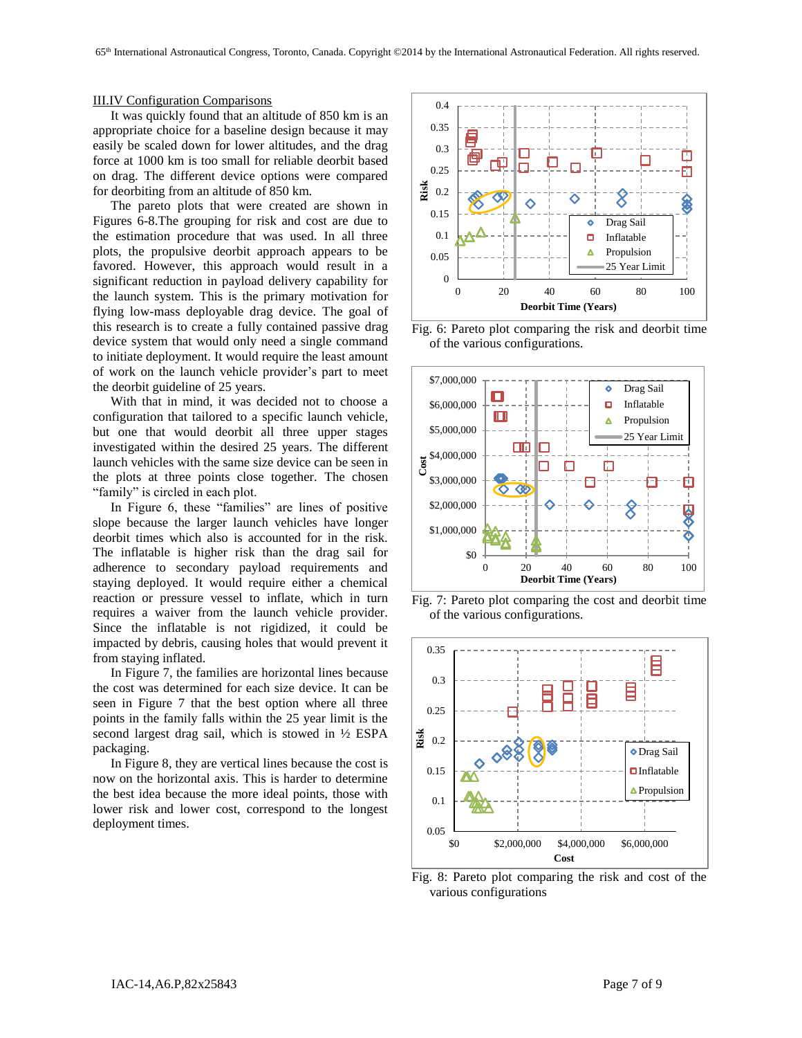### III.IV Configuration Comparisons

It was quickly found that an altitude of 850 km is an appropriate choice for a baseline design because it may easily be scaled down for lower altitudes, and the drag force at 1000 km is too small for reliable deorbit based on drag. The different device options were compared for deorbiting from an altitude of 850 km.

The pareto plots that were created are shown in Figures 6-8.The grouping for risk and cost are due to the estimation procedure that was used. In all three plots, the propulsive deorbit approach appears to be favored. However, this approach would result in a significant reduction in payload delivery capability for the launch system. This is the primary motivation for flying low-mass deployable drag device. The goal of this research is to create a fully contained passive drag device system that would only need a single command to initiate deployment. It would require the least amount of work on the launch vehicle provider's part to meet the deorbit guideline of 25 years.

With that in mind, it was decided not to choose a configuration that tailored to a specific launch vehicle, but one that would deorbit all three upper stages investigated within the desired 25 years. The different launch vehicles with the same size device can be seen in the plots at three points close together. The chosen "family" is circled in each plot.

In Figure 6, these "families" are lines of positive slope because the larger launch vehicles have longer deorbit times which also is accounted for in the risk. The inflatable is higher risk than the drag sail for adherence to secondary payload requirements and staying deployed. It would require either a chemical reaction or pressure vessel to inflate, which in turn requires a waiver from the launch vehicle provider. Since the inflatable is not rigidized, it could be impacted by debris, causing holes that would prevent it from staying inflated.

In Figure 7, the families are horizontal lines because the cost was determined for each size device. It can be seen in Figure 7 that the best option where all three points in the family falls within the 25 year limit is the second largest drag sail, which is stowed in ½ ESPA packaging.

In Figure 8, they are vertical lines because the cost is now on the horizontal axis. This is harder to determine the best idea because the more ideal points, those with lower risk and lower cost, correspond to the longest deployment times.

Fig. 6: Pareto plot comparing the risk and deorbit time of the various configurations.

Fig. 7: Pareto plot comparing the cost and deorbit time of the various configurations.

Fig. 8: Pareto plot comparing the risk and cost of the various configurations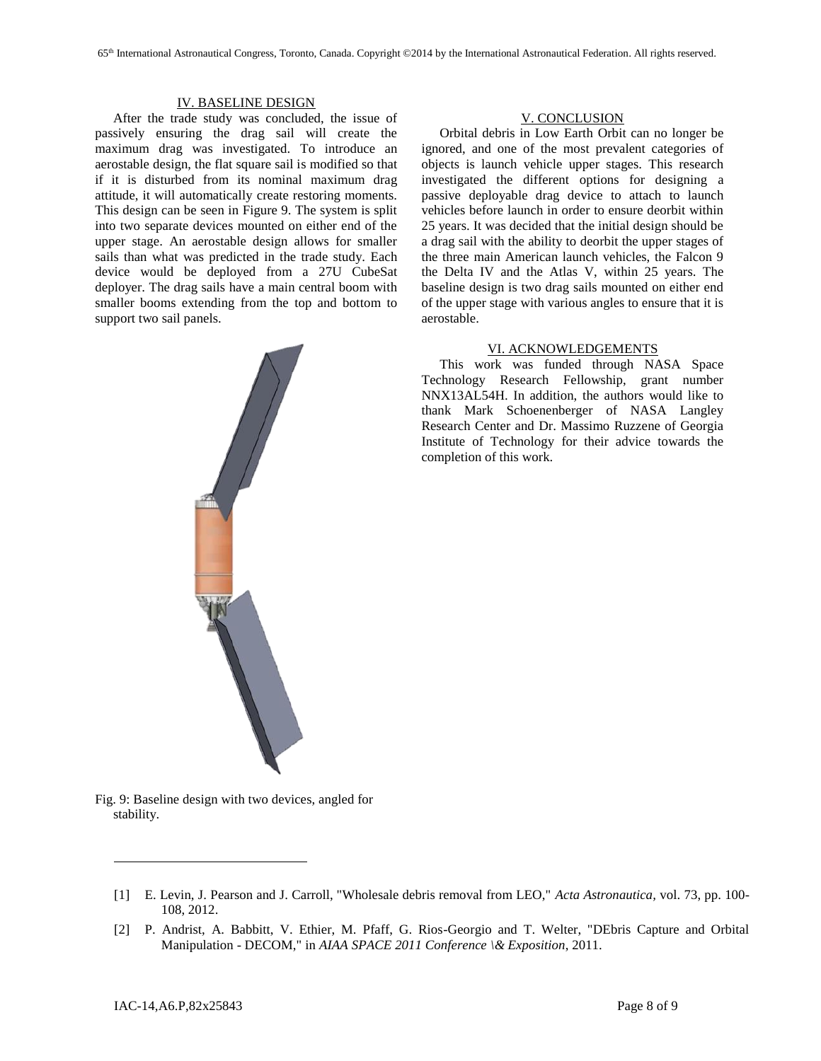## IV. BASELINE DESIGN

After the trade study was concluded, the issue of passively ensuring the drag sail will create the maximum drag was investigated. To introduce an aerostable design, the flat square sail is modified so that if it is disturbed from its nominal maximum drag attitude, it will automatically create restoring moments. This design can be seen in Figure 9. The system is split into two separate devices mounted on either end of the upper stage. An aerostable design allows for smaller sails than what was predicted in the trade study. Each device would be deployed from a 27U CubeSat deployer. The drag sails have a main central boom with smaller booms extending from the top and bottom to support two sail panels.

Fig. 9: Baseline design with two devices, angled for stability.

## V. CONCLUSION

Orbital debris in Low Earth Orbit can no longer be ignored, and one of the most prevalent categories of objects is launch vehicle upper stages. This research investigated the different options for designing a passive deployable drag device to attach to launch vehicles before launch in order to ensure deorbit within 25 years. It was decided that the initial design should be a drag sail with the ability to deorbit the upper stages of the three main American launch vehicles, the Falcon 9 the Delta IV and the Atlas V, within 25 years. The baseline design is two drag sails mounted on either end of the upper stage with various angles to ensure that it is aerostable.

## VI. ACKNOWLEDGEMENTS

This work was funded through NASA Space Technology Research Fellowship, grant number NNX13AL54H. In addition, the authors would like to thank Mark Schoenenberger of NASA Langley Research Center and Dr. Massimo Ruzzene of Georgia Institute of Technology for their advice towards the completion of this work.

---

[1] E. Levin, J. Pearson and J. Carroll, "Wholesale debris removal from LEO," *Acta Astronautica*, vol. 73, pp. 100-108, 2012.

[2] P. Andrist, A. Babbitt, V. Ethier, M. Pfaff, G. Rios-Georgio and T. Welter, "DEbris Capture and Orbital Manipulation - DECOM," in *AIAA SPACE 2011 Conference \& Exposition*, 2011.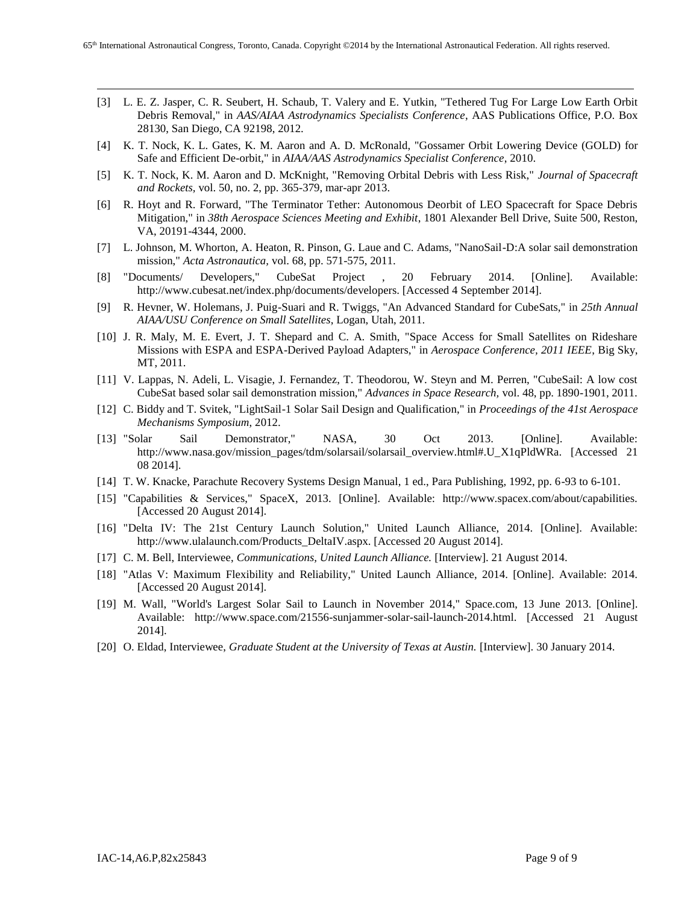[3] L. E. Z. Jasper, C. R. Seubert, H. Schaub, T. Valery and E. Yutkin, "Tethered Tug For Large Low Earth Orbit Debris Removal," in *AAS/AIAA Astrodynamics Specialists Conference*, AAS Publications Office, P.O. Box 28130, San Diego, CA 92198, 2012.

[4] K. T. Nock, K. L. Gates, K. M. Aaron and A. D. McRonald, "Gossamer Orbit Lowering Device (GOLD) for Safe and Efficient De-orbit," in *AIAA/AAS Astrodynamics Specialist Conference*, 2010.

[5] K. T. Nock, K. M. Aaron and D. McKnight, "Removing Orbital Debris with Less Risk," *Journal of Spacecraft and Rockets,* vol. 50, no. 2, pp. 365-379, mar-apr 2013.

[6] R. Hoyt and R. Forward, "The Terminator Tether: Autonomous Deorbit of LEO Spacecraft for Space Debris Mitigation," in *38th Aerospace Sciences Meeting and Exhibit*, 1801 Alexander Bell Drive, Suite 500, Reston, VA, 20191-4344, 2000.

[7] L. Johnson, M. Whorton, A. Heaton, R. Pinson, G. Laue and C. Adams, "NanoSail-D:A solar sail demonstration mission," *Acta Astronautica,* vol. 68, pp. 571-575, 2011.

[8] "Documents/ Developers," CubeSat Project , 20 February 2014. [Online]. Available: http://www.cubesat.net/index.php/documents/developers. [Accessed 4 September 2014].

[9] R. Hevner, W. Holemans, J. Puig-Suari and R. Twiggs, "An Advanced Standard for CubeSats," in *25th Annual AIAA/USU Conference on Small Satellites*, Logan, Utah, 2011.

[10] J. R. Maly, M. E. Evert, J. T. Shepard and C. A. Smith, "Space Access for Small Satellites on Rideshare Missions with ESPA and ESPA-Derived Payload Adapters," in *Aerospace Conference, 2011 IEEE*, Big Sky, MT, 2011.

[11] V. Lappas, N. Adeli, L. Visagie, J. Fernandez, T. Theodorou, W. Steyn and M. Perren, "CubeSail: A low cost CubeSat based solar sail demonstration mission," *Advances in Space Research,* vol. 48, pp. 1890-1901, 2011.

[12] C. Biddy and T. Svitek, "LightSail-1 Solar Sail Design and Qualification," in *Proceedings of the 41st Aerospace Mechanisms Symposium*, 2012.

[13] "Solar Sail Demonstrator," NASA, 30 Oct 2013. [Online]. Available: http://www.nasa.gov/mission_pages/tdm/solarsail/solarsail_overview.html#.U_X1qPldWRa. [Accessed 21 08 2014].

[14] T. W. Knacke, Parachute Recovery Systems Design Manual, 1 ed., Para Publishing, 1992, pp. 6-93 to 6-101.

[15] "Capabilities & Services," SpaceX, 2013. [Online]. Available: http://www.spacex.com/about/capabilities. [Accessed 20 August 2014].

[16] "Delta IV: The 21st Century Launch Solution," United Launch Alliance, 2014. [Online]. Available: http://www.ulalaunch.com/Products_DeltaIV.aspx. [Accessed 20 August 2014].

[17] C. M. Bell, Interviewee, *Communications, United Launch Alliance.* [Interview]. 21 August 2014.

[18] "Atlas V: Maximum Flexibility and Reliability," United Launch Alliance, 2014. [Online]. Available: 2014. [Accessed 20 August 2014].

[19] M. Wall, "World's Largest Solar Sail to Launch in November 2014," Space.com, 13 June 2013. [Online]. Available: http://www.space.com/21556-sunjammer-solar-sail-launch-2014.html. [Accessed 21 August 2014].

[20] O. Eldad, Interviewee, *Graduate Student at the University of Texas at Austin.* [Interview]. 30 January 2014.